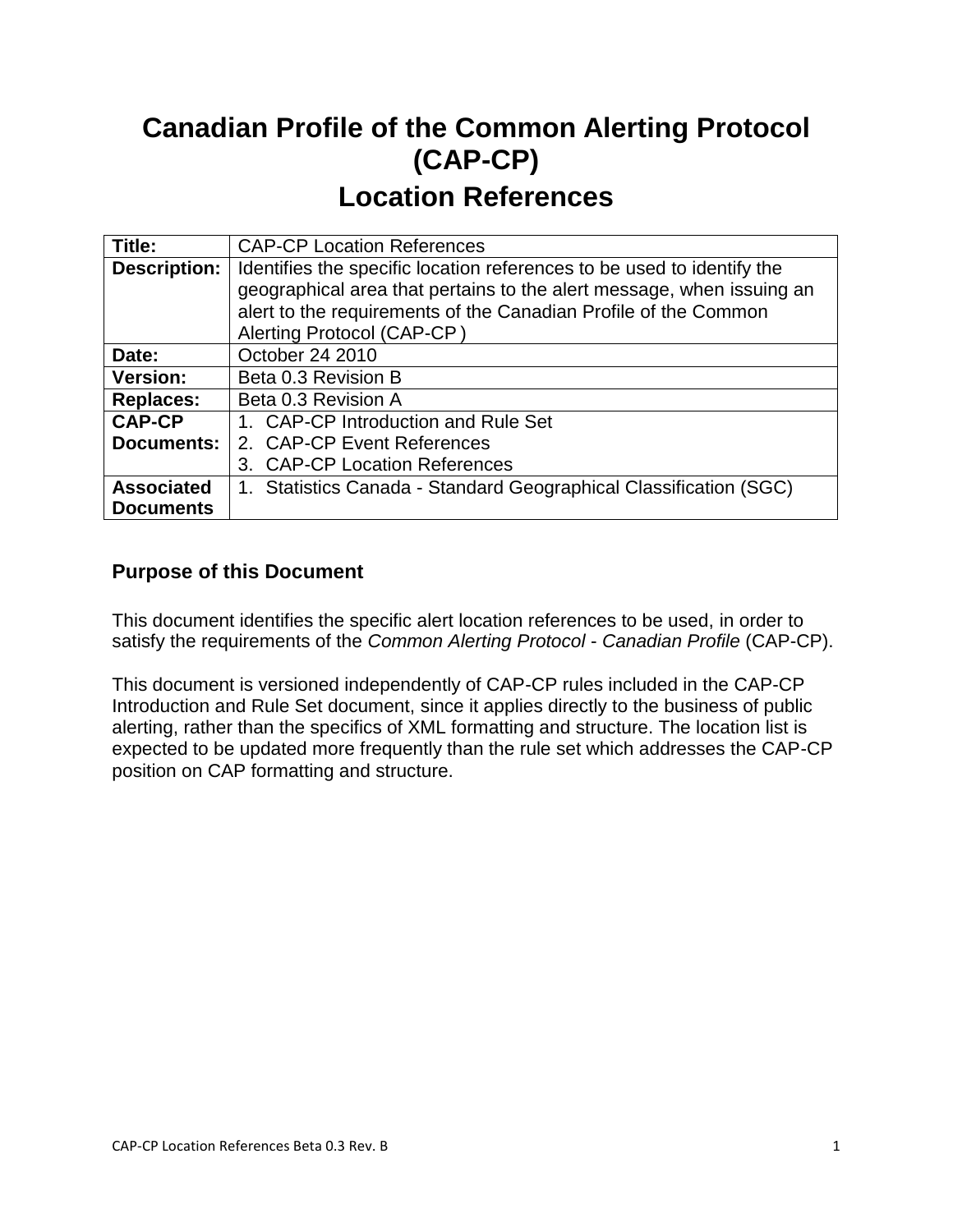# Canadian Profile of the Common Alerting Protocol (CAP-CP)

## Location References

| **Title:** | CAP-CP Location References |
|---|---|
| **Description:** | Identifies the specific location references to be used to identify the geographical area that pertains to the alert message, when issuing an alert to the requirements of the Canadian Profile of the Common Alerting Protocol (CAP-CP ) |
| **Date:** | October 24 2010 |
| **Version:** | Beta 0.3 Revision B |
| **Replaces:** | Beta 0.3 Revision A |
| **CAP-CP Documents:** | 1. CAP-CP Introduction and Rule Set<br>2. CAP-CP Event References<br>3. CAP-CP Location References |
| **Associated Documents** | 1. Statistics Canada - Standard Geographical Classification (SGC) |

### Purpose of this Document

This document identifies the specific alert location references to be used, in order to satisfy the requirements of the *Common Alerting Protocol - Canadian Profile* (CAP-CP).

This document is versioned independently of CAP-CP rules included in the CAP-CP Introduction and Rule Set document, since it applies directly to the business of public alerting, rather than the specifics of XML formatting and structure. The location list is expected to be updated more frequently than the rule set which addresses the CAP-CP position on CAP formatting and structure.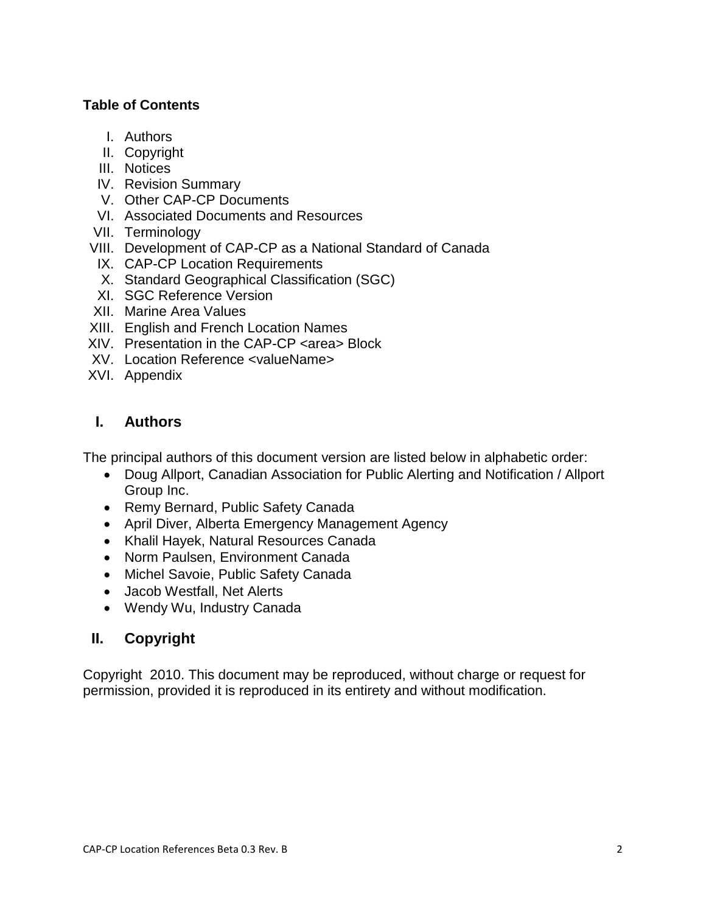**Table of Contents**

I. Authors
II. Copyright
III. Notices
IV. Revision Summary
V. Other CAP-CP Documents
VI. Associated Documents and Resources
VII. Terminology
VIII. Development of CAP-CP as a National Standard of Canada
IX. CAP-CP Location Requirements
X. Standard Geographical Classification (SGC)
XI. SGC Reference Version
XII. Marine Area Values
XIII. English and French Location Names
XIV. Presentation in the CAP-CP <area> Block
XV. Location Reference <valueName>
XVI. Appendix

## I. Authors

The principal authors of this document version are listed below in alphabetic order:

- Doug Allport, Canadian Association for Public Alerting and Notification / Allport Group Inc.
- Remy Bernard, Public Safety Canada
- April Diver, Alberta Emergency Management Agency
- Khalil Hayek, Natural Resources Canada
- Norm Paulsen, Environment Canada
- Michel Savoie, Public Safety Canada
- Jacob Westfall, Net Alerts
- Wendy Wu, Industry Canada

## II. Copyright

Copyright  2010. This document may be reproduced, without charge or request for permission, provided it is reproduced in its entirety and without modification.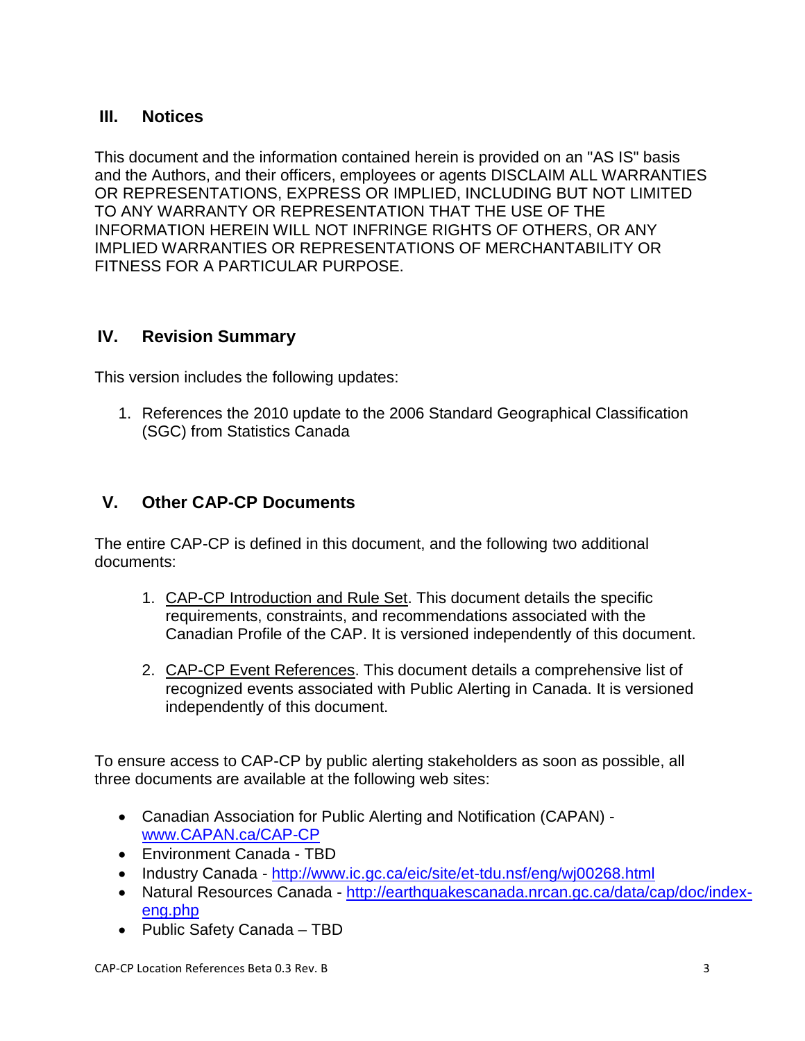## III. Notices

This document and the information contained herein is provided on an "AS IS" basis and the Authors, and their officers, employees or agents DISCLAIM ALL WARRANTIES OR REPRESENTATIONS, EXPRESS OR IMPLIED, INCLUDING BUT NOT LIMITED TO ANY WARRANTY OR REPRESENTATION THAT THE USE OF THE INFORMATION HEREIN WILL NOT INFRINGE RIGHTS OF OTHERS, OR ANY IMPLIED WARRANTIES OR REPRESENTATIONS OF MERCHANTABILITY OR FITNESS FOR A PARTICULAR PURPOSE.

## IV. Revision Summary

This version includes the following updates:

1. References the 2010 update to the 2006 Standard Geographical Classification (SGC) from Statistics Canada

## V. Other CAP-CP Documents

The entire CAP-CP is defined in this document, and the following two additional documents:

1. CAP-CP Introduction and Rule Set. This document details the specific requirements, constraints, and recommendations associated with the Canadian Profile of the CAP. It is versioned independently of this document.

2. CAP-CP Event References. This document details a comprehensive list of recognized events associated with Public Alerting in Canada. It is versioned independently of this document.

To ensure access to CAP-CP by public alerting stakeholders as soon as possible, all three documents are available at the following web sites:

- Canadian Association for Public Alerting and Notification (CAPAN) - www.CAPAN.ca/CAP-CP
- Environment Canada - TBD
- Industry Canada - http://www.ic.gc.ca/eic/site/et-tdu.nsf/eng/wj00268.html
- Natural Resources Canada - http://earthquakescanada.nrcan.gc.ca/data/cap/doc/index-eng.php
- Public Safety Canada – TBD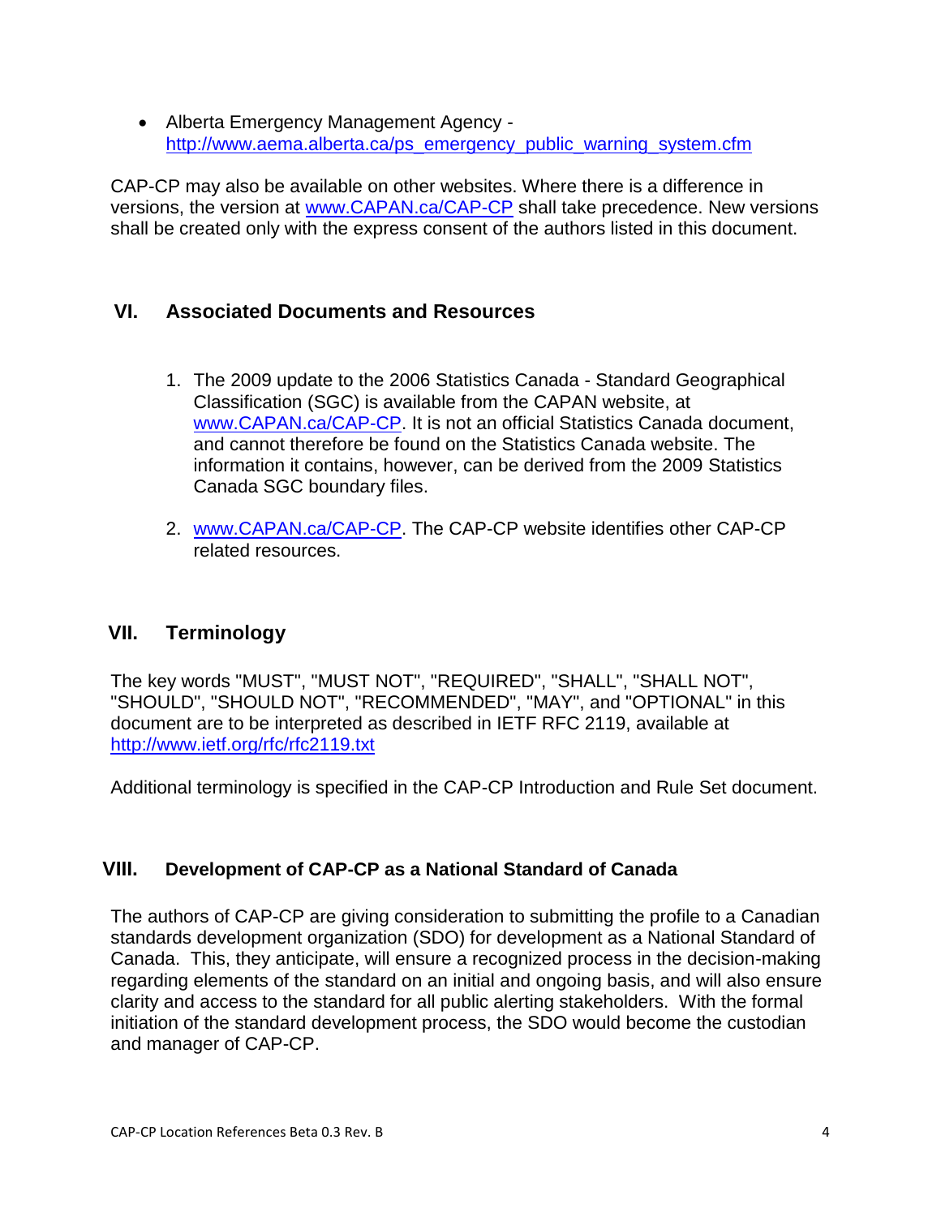- Alberta Emergency Management Agency - http://www.aema.alberta.ca/ps_emergency_public_warning_system.cfm

CAP-CP may also be available on other websites. Where there is a difference in versions, the version at www.CAPAN.ca/CAP-CP shall take precedence. New versions shall be created only with the express consent of the authors listed in this document.

## VI. Associated Documents and Resources

1. The 2009 update to the 2006 Statistics Canada - Standard Geographical Classification (SGC) is available from the CAPAN website, at www.CAPAN.ca/CAP-CP. It is not an official Statistics Canada document, and cannot therefore be found on the Statistics Canada website. The information it contains, however, can be derived from the 2009 Statistics Canada SGC boundary files.
2. www.CAPAN.ca/CAP-CP. The CAP-CP website identifies other CAP-CP related resources.

## VII. Terminology

The key words "MUST", "MUST NOT", "REQUIRED", "SHALL", "SHALL NOT", "SHOULD", "SHOULD NOT", "RECOMMENDED", "MAY", and "OPTIONAL" in this document are to be interpreted as described in IETF RFC 2119, available at http://www.ietf.org/rfc/rfc2119.txt

Additional terminology is specified in the CAP-CP Introduction and Rule Set document.

## VIII. Development of CAP-CP as a National Standard of Canada

The authors of CAP-CP are giving consideration to submitting the profile to a Canadian standards development organization (SDO) for development as a National Standard of Canada. This, they anticipate, will ensure a recognized process in the decision-making regarding elements of the standard on an initial and ongoing basis, and will also ensure clarity and access to the standard for all public alerting stakeholders. With the formal initiation of the standard development process, the SDO would become the custodian and manager of CAP-CP.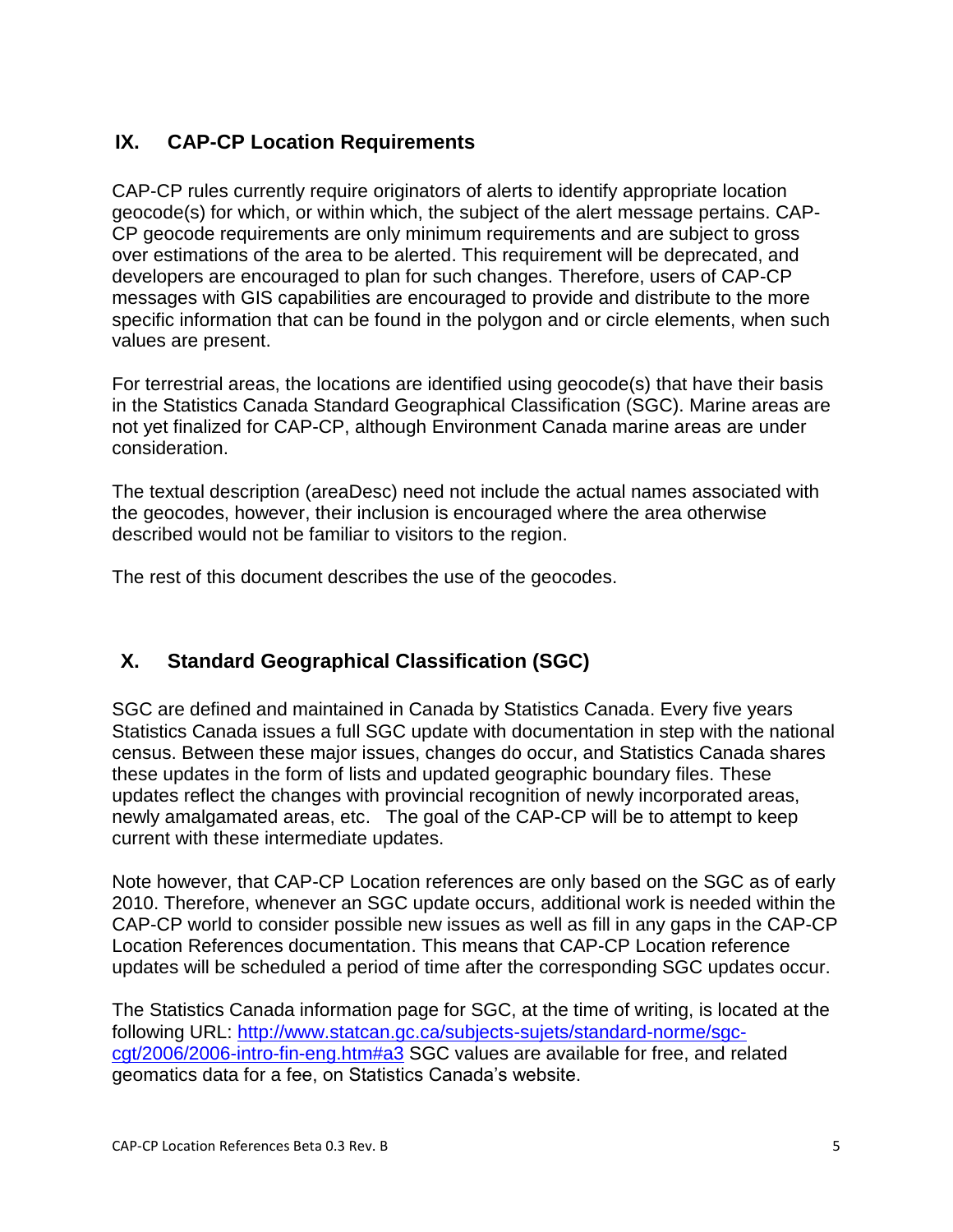## IX. CAP-CP Location Requirements

CAP-CP rules currently require originators of alerts to identify appropriate location geocode(s) for which, or within which, the subject of the alert message pertains. CAP-CP geocode requirements are only minimum requirements and are subject to gross over estimations of the area to be alerted. This requirement will be deprecated, and developers are encouraged to plan for such changes. Therefore, users of CAP-CP messages with GIS capabilities are encouraged to provide and distribute to the more specific information that can be found in the polygon and or circle elements, when such values are present.

For terrestrial areas, the locations are identified using geocode(s) that have their basis in the Statistics Canada Standard Geographical Classification (SGC). Marine areas are not yet finalized for CAP-CP, although Environment Canada marine areas are under consideration.

The textual description (areaDesc) need not include the actual names associated with the geocodes, however, their inclusion is encouraged where the area otherwise described would not be familiar to visitors to the region.

The rest of this document describes the use of the geocodes.

## X. Standard Geographical Classification (SGC)

SGC are defined and maintained in Canada by Statistics Canada. Every five years Statistics Canada issues a full SGC update with documentation in step with the national census. Between these major issues, changes do occur, and Statistics Canada shares these updates in the form of lists and updated geographic boundary files. These updates reflect the changes with provincial recognition of newly incorporated areas, newly amalgamated areas, etc. The goal of the CAP-CP will be to attempt to keep current with these intermediate updates.

Note however, that CAP-CP Location references are only based on the SGC as of early 2010. Therefore, whenever an SGC update occurs, additional work is needed within the CAP-CP world to consider possible new issues as well as fill in any gaps in the CAP-CP Location References documentation. This means that CAP-CP Location reference updates will be scheduled a period of time after the corresponding SGC updates occur.

The Statistics Canada information page for SGC, at the time of writing, is located at the following URL: [http://www.statcan.gc.ca/subjects-sujets/standard-norme/sgc-cgt/2006/2006-intro-fin-eng.htm#a3](http://www.statcan.gc.ca/subjects-sujets/standard-norme/sgc-cgt/2006/2006-intro-fin-eng.htm#a3) SGC values are available for free, and related geomatics data for a fee, on Statistics Canada's website.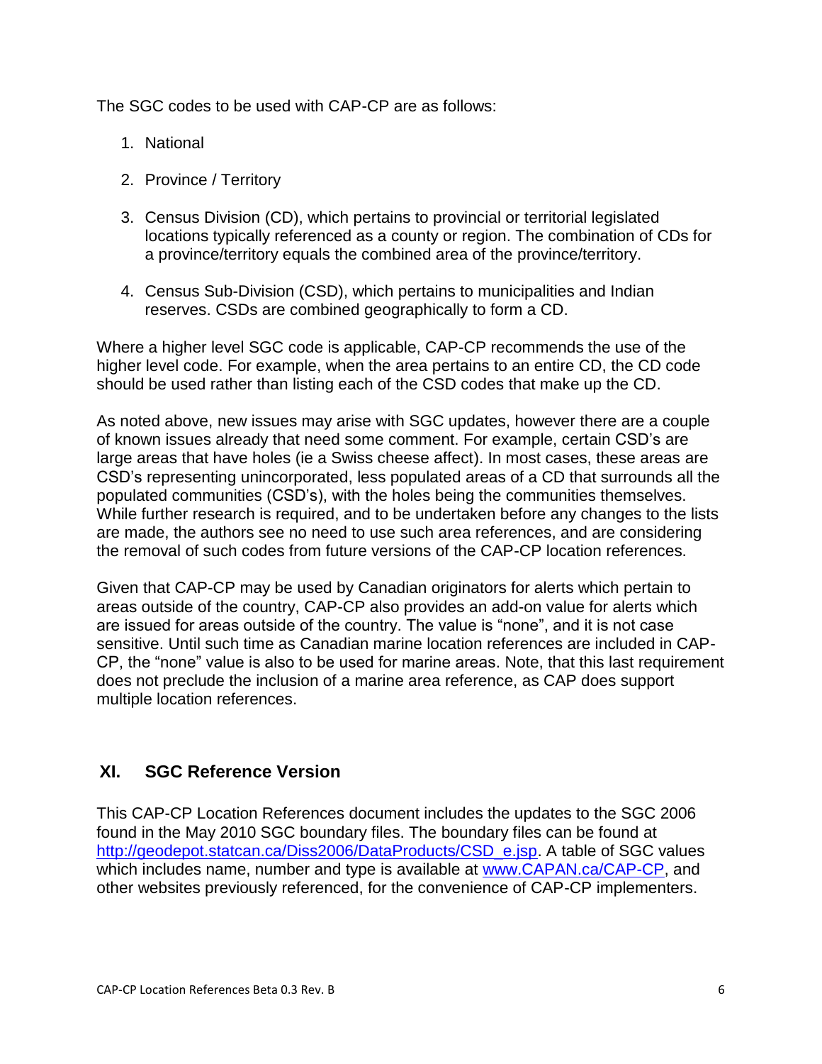The SGC codes to be used with CAP-CP are as follows:

1. National
2. Province / Territory
3. Census Division (CD), which pertains to provincial or territorial legislated locations typically referenced as a county or region. The combination of CDs for a province/territory equals the combined area of the province/territory.
4. Census Sub-Division (CSD), which pertains to municipalities and Indian reserves. CSDs are combined geographically to form a CD.

Where a higher level SGC code is applicable, CAP-CP recommends the use of the higher level code. For example, when the area pertains to an entire CD, the CD code should be used rather than listing each of the CSD codes that make up the CD.

As noted above, new issues may arise with SGC updates, however there are a couple of known issues already that need some comment. For example, certain CSD's are large areas that have holes (ie a Swiss cheese affect). In most cases, these areas are CSD's representing unincorporated, less populated areas of a CD that surrounds all the populated communities (CSD's), with the holes being the communities themselves. While further research is required, and to be undertaken before any changes to the lists are made, the authors see no need to use such area references, and are considering the removal of such codes from future versions of the CAP-CP location references.

Given that CAP-CP may be used by Canadian originators for alerts which pertain to areas outside of the country, CAP-CP also provides an add-on value for alerts which are issued for areas outside of the country. The value is "none", and it is not case sensitive. Until such time as Canadian marine location references are included in CAP-CP, the "none" value is also to be used for marine areas. Note, that this last requirement does not preclude the inclusion of a marine area reference, as CAP does support multiple location references.

## XI. SGC Reference Version

This CAP-CP Location References document includes the updates to the SGC 2006 found in the May 2010 SGC boundary files. The boundary files can be found at http://geodepot.statcan.ca/Diss2006/DataProducts/CSD_e.jsp. A table of SGC values which includes name, number and type is available at www.CAPAN.ca/CAP-CP, and other websites previously referenced, for the convenience of CAP-CP implementers.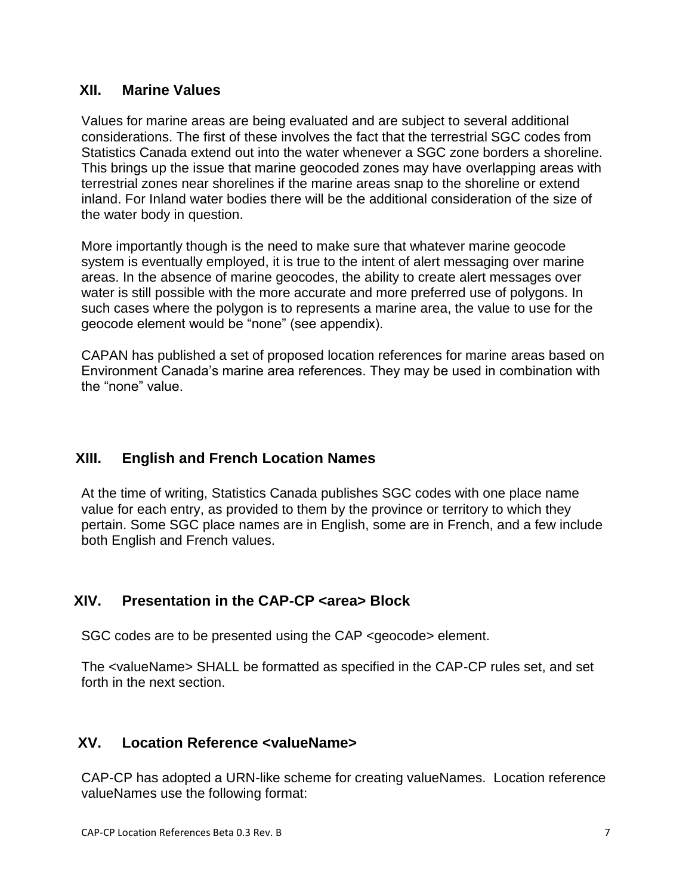## XII. Marine Values

Values for marine areas are being evaluated and are subject to several additional considerations. The first of these involves the fact that the terrestrial SGC codes from Statistics Canada extend out into the water whenever a SGC zone borders a shoreline. This brings up the issue that marine geocoded zones may have overlapping areas with terrestrial zones near shorelines if the marine areas snap to the shoreline or extend inland. For Inland water bodies there will be the additional consideration of the size of the water body in question.

More importantly though is the need to make sure that whatever marine geocode system is eventually employed, it is true to the intent of alert messaging over marine areas. In the absence of marine geocodes, the ability to create alert messages over water is still possible with the more accurate and more preferred use of polygons. In such cases where the polygon is to represents a marine area, the value to use for the geocode element would be "none" (see appendix).

CAPAN has published a set of proposed location references for marine areas based on Environment Canada's marine area references. They may be used in combination with the "none" value.

## XIII. English and French Location Names

At the time of writing, Statistics Canada publishes SGC codes with one place name value for each entry, as provided to them by the province or territory to which they pertain. Some SGC place names are in English, some are in French, and a few include both English and French values.

## XIV. Presentation in the CAP-CP <area> Block

SGC codes are to be presented using the CAP <geocode> element.

The <valueName> SHALL be formatted as specified in the CAP-CP rules set, and set forth in the next section.

## XV. Location Reference <valueName>

CAP-CP has adopted a URN-like scheme for creating valueNames. Location reference valueNames use the following format: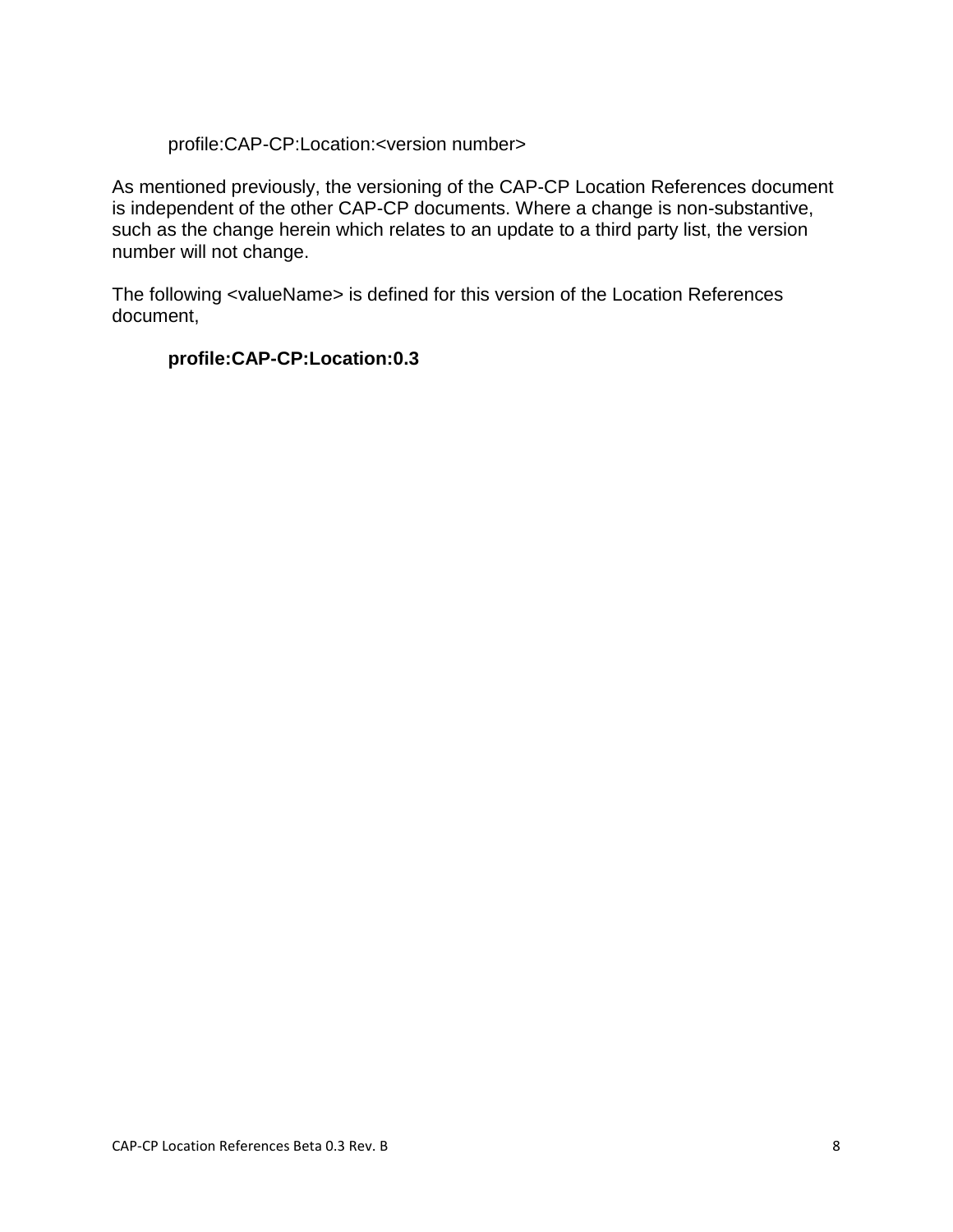profile:CAP-CP:Location:<version number>

As mentioned previously, the versioning of the CAP-CP Location References document is independent of the other CAP-CP documents. Where a change is non-substantive, such as the change herein which relates to an update to a third party list, the version number will not change.

The following <valueName> is defined for this version of the Location References document,

**profile:CAP-CP:Location:0.3**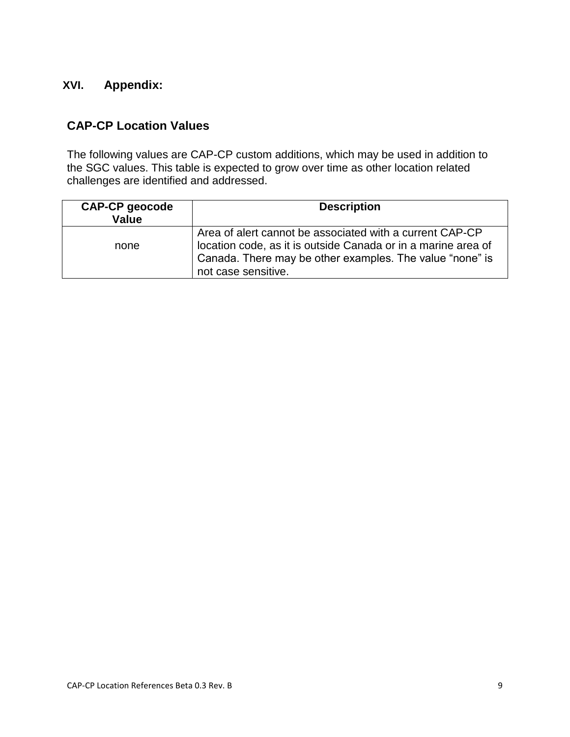# XVI. Appendix:

## CAP-CP Location Values

The following values are CAP-CP custom additions, which may be used in addition to the SGC values. This table is expected to grow over time as other location related challenges are identified and addressed.

| CAP-CP geocode Value | Description |
|---|---|
| none | Area of alert cannot be associated with a current CAP-CP location code, as it is outside Canada or in a marine area of Canada. There may be other examples. The value “none” is not case sensitive. |